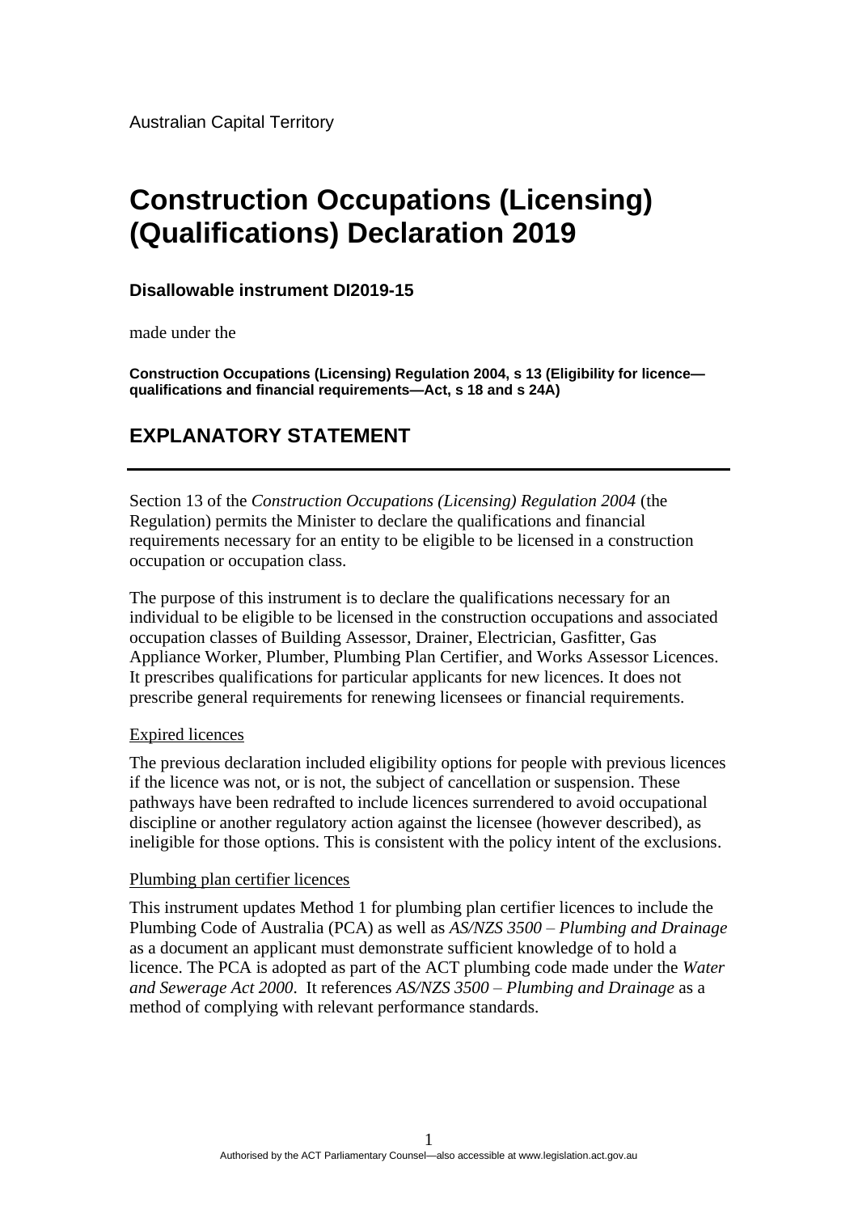Australian Capital Territory

# Construction Occupations (Licensing) (Qualifications) Declaration 2019

### Disallowable instrument DI2019-15

made under the

**Construction Occupations (Licensing) Regulation 2004, s 13 (Eligibility for licence—qualifications and financial requirements—Act, s 18 and s 24A)**

## EXPLANATORY STATEMENT

Section 13 of the *Construction Occupations (Licensing) Regulation 2004* (the Regulation) permits the Minister to declare the qualifications and financial requirements necessary for an entity to be eligible to be licensed in a construction occupation or occupation class.

The purpose of this instrument is to declare the qualifications necessary for an individual to be eligible to be licensed in the construction occupations and associated occupation classes of Building Assessor, Drainer, Electrician, Gasfitter, Gas Appliance Worker, Plumber, Plumbing Plan Certifier, and Works Assessor Licences. It prescribes qualifications for particular applicants for new licences. It does not prescribe general requirements for renewing licensees or financial requirements.

Expired licences

The previous declaration included eligibility options for people with previous licences if the licence was not, or is not, the subject of cancellation or suspension. These pathways have been redrafted to include licences surrendered to avoid occupational discipline or another regulatory action against the licensee (however described), as ineligible for those options. This is consistent with the policy intent of the exclusions.

Plumbing plan certifier licences

This instrument updates Method 1 for plumbing plan certifier licences to include the Plumbing Code of Australia (PCA) as well as *AS/NZS 3500 – Plumbing and Drainage* as a document an applicant must demonstrate sufficient knowledge of to hold a licence. The PCA is adopted as part of the ACT plumbing code made under the *Water and Sewerage Act 2000*. It references *AS/NZS 3500 – Plumbing and Drainage* as a method of complying with relevant performance standards.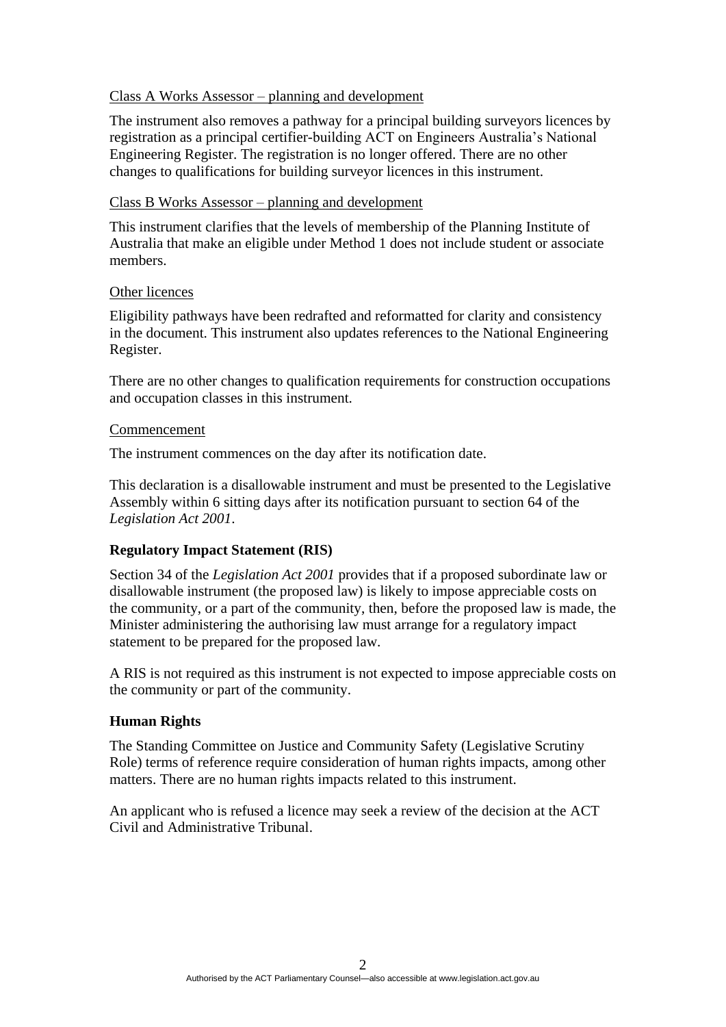Class A Works Assessor – planning and development

The instrument also removes a pathway for a principal building surveyors licences by registration as a principal certifier-building ACT on Engineers Australia's National Engineering Register. The registration is no longer offered. There are no other changes to qualifications for building surveyor licences in this instrument.

Class B Works Assessor – planning and development

This instrument clarifies that the levels of membership of the Planning Institute of Australia that make an eligible under Method 1 does not include student or associate members.

Other licences

Eligibility pathways have been redrafted and reformatted for clarity and consistency in the document. This instrument also updates references to the National Engineering Register.

There are no other changes to qualification requirements for construction occupations and occupation classes in this instrument.

Commencement

The instrument commences on the day after its notification date.

This declaration is a disallowable instrument and must be presented to the Legislative Assembly within 6 sitting days after its notification pursuant to section 64 of the *Legislation Act 2001*.

**Regulatory Impact Statement (RIS)**

Section 34 of the *Legislation Act 2001* provides that if a proposed subordinate law or disallowable instrument (the proposed law) is likely to impose appreciable costs on the community, or a part of the community, then, before the proposed law is made, the Minister administering the authorising law must arrange for a regulatory impact statement to be prepared for the proposed law.

A RIS is not required as this instrument is not expected to impose appreciable costs on the community or part of the community.

**Human Rights**

The Standing Committee on Justice and Community Safety (Legislative Scrutiny Role) terms of reference require consideration of human rights impacts, among other matters. There are no human rights impacts related to this instrument.

An applicant who is refused a licence may seek a review of the decision at the ACT Civil and Administrative Tribunal.